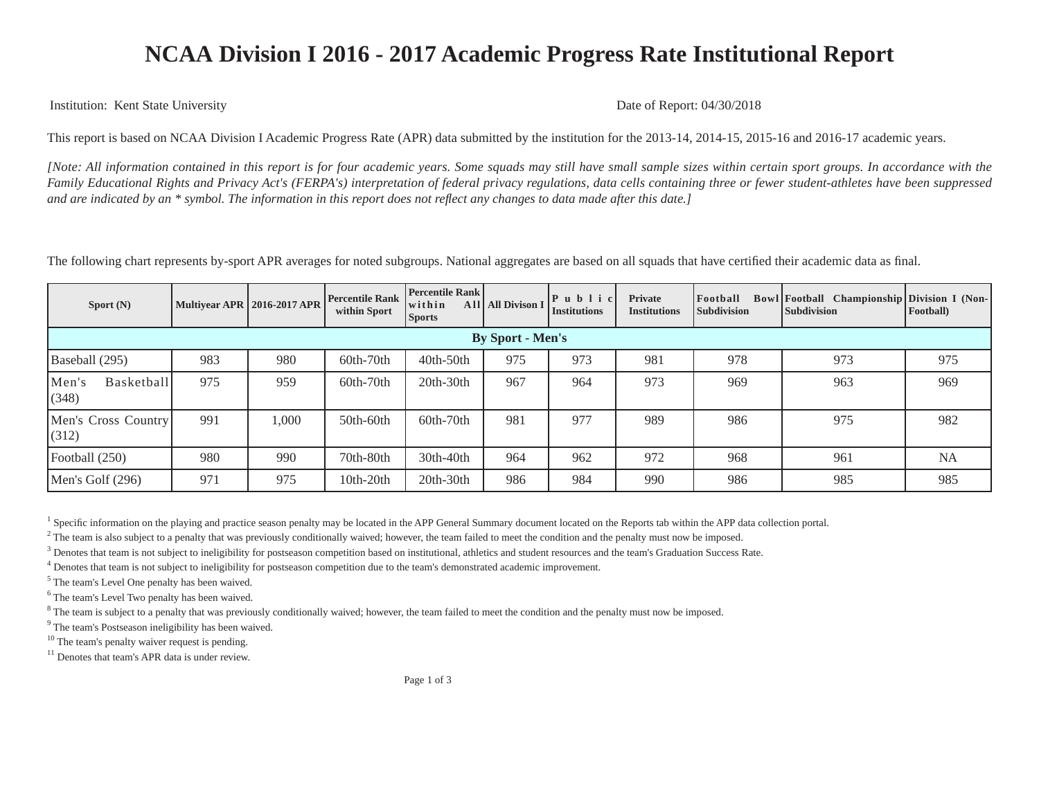# NCAA Division I 2016 - 2017 Academic Progress Rate Institutional Report

Institution: Kent State University

Date of Report: 04/30/2018

This report is based on NCAA Division I Academic Progress Rate (APR) data submitted by the institution for the 2013-14, 2014-15, 2015-16 and 2016-17 academic years.

*[Note: All information contained in this report is for four academic years. Some squads may still have small sample sizes within certain sport groups. In accordance with the Family Educational Rights and Privacy Act's (FERPA's) interpretation of federal privacy regulations, data cells containing three or fewer student-athletes have been suppressed and are indicated by an * symbol. The information in this report does not reflect any changes to data made after this date.]*

The following chart represents by-sport APR averages for noted subgroups. National aggregates are based on all squads that have certified their academic data as final.

| Sport (N) | Multiyear APR | 2016-2017 APR | Percentile Rank within Sport | Percentile Rank within All Sports | All Divison I | Public Institutions | Private Institutions | Football Bowl Subdivision | Football Championship Subdivision | Division I (Non-Football) |
|---|---|---|---|---|---|---|---|---|---|---|
| **By Sport - Men's** | | | | | | | | | | |
| Baseball (295) | 983 | 980 | 60th-70th | 40th-50th | 975 | 973 | 981 | 978 | 973 | 975 |
| Men's Basketball (348) | 975 | 959 | 60th-70th | 20th-30th | 967 | 964 | 973 | 969 | 963 | 969 |
| Men's Cross Country (312) | 991 | 1,000 | 50th-60th | 60th-70th | 981 | 977 | 989 | 986 | 975 | 982 |
| Football (250) | 980 | 990 | 70th-80th | 30th-40th | 964 | 962 | 972 | 968 | 961 | NA |
| Men's Golf (296) | 971 | 975 | 10th-20th | 20th-30th | 986 | 984 | 990 | 986 | 985 | 985 |

[1] Specific information on the playing and practice season penalty be located in the APP General Summary document located on the Reports tab within the APP data collection portal.

[2] The team is also subject to a penalty that was previously conditionally waived; however, the team failed to meet the condition and the penalty must now be imposed.

[3] Denotes that team is not subject to ineligibility for postseason competition based on institutional, athletics and student resources and the team's Graduation Success Rate.

[4] Denotes that team is not subject to ineligibility for postseason competition due to the team's demonstrated academic improvement.

[5] The team's Level One penalty has been waived.

[6] The team's Level Two penalty has been waived.

[8] The team is subject to a penalty that was previously conditionally waived; however, the team failed to meet the condition and the penalty must now be imposed.

[9] The team's Postseason ineligibility has been waived.

[10] The team's penalty waiver request is pending.

[11] Denotes that team's APR data is under review.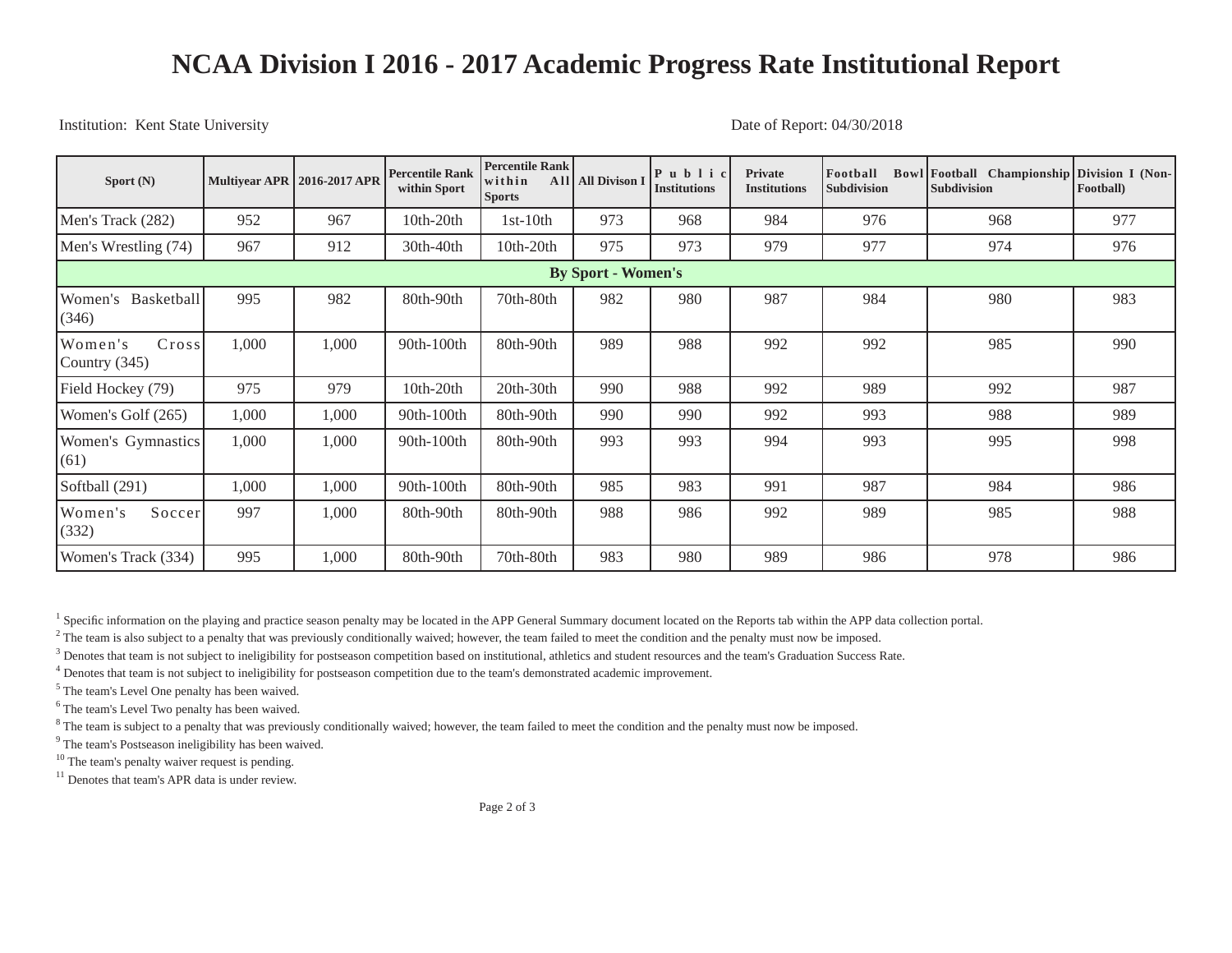# NCAA Division I 2016 - 2017 Academic Progress Rate Institutional Report

Institution: Kent State University

Date of Report: 04/30/2018

| Sport (N) | Multiyear APR | 2016-2017 APR | Percentile Rank within Sport | Percentile Rank within All Sports | All Divison I | Public Institutions | Private Institutions | Football Bowl Subdivision | Football Championship Subdivision | Division I (Non-Football) |
|---|---|---|---|---|---|---|---|---|---|---|
| Men's Track (282) | 952 | 967 | 10th-20th | 1st-10th | 973 | 968 | 984 | 976 | 968 | 977 |
| Men's Wrestling (74) | 967 | 912 | 30th-40th | 10th-20th | 975 | 973 | 979 | 977 | 974 | 976 |
| **By Sport - Women's** | | | | | | | | | | |
| Women's Basketball (346) | 995 | 982 | 80th-90th | 70th-80th | 982 | 980 | 987 | 984 | 980 | 983 |
| Women's Cross Country (345) | 1,000 | 1,000 | 90th-100th | 80th-90th | 989 | 988 | 992 | 992 | 985 | 990 |
| Field Hockey (79) | 975 | 979 | 10th-20th | 20th-30th | 990 | 988 | 992 | 989 | 992 | 987 |
| Women's Golf (265) | 1,000 | 1,000 | 90th-100th | 80th-90th | 990 | 990 | 992 | 993 | 988 | 989 |
| Women's Gymnastics (61) | 1,000 | 1,000 | 90th-100th | 80th-90th | 993 | 993 | 994 | 993 | 995 | 998 |
| Softball (291) | 1,000 | 1,000 | 90th-100th | 80th-90th | 985 | 983 | 991 | 987 | 984 | 986 |
| Women's Soccer (332) | 997 | 1,000 | 80th-90th | 80th-90th | 988 | 986 | 992 | 989 | 985 | 988 |
| Women's Track (334) | 995 | 1,000 | 80th-90th | 70th-80th | 983 | 980 | 989 | 986 | 978 | 986 |

[1] Specific information on the playing and practice season penalty may be located in the APP General Summary document located on the Reports tab within the APP data collection portal.

[2] The team is also subject to a penalty that was previously conditionally waived; however, the team failed to meet the condition and the penalty must now be imposed.

[3] Denotes that team is not subject to ineligibility for postseason competition based on institutional, athletics and student resources and the team's Graduation Success Rate.

[4] Denotes that team is not subject to ineligibility for postseason competition due to the team's demonstrated academic improvement.

[5] The team's Level One penalty has been waived.

[6] The team's Level Two penalty has been waived.

[8] The team is subject to a penalty that was previously conditionally waived; however, the team failed to meet the condition and the penalty must now be imposed.

[9] The team's Postseason ineligibility has been waived.

[10] The team's penalty waiver request is pending.

[11] Denotes that team's APR data is under review.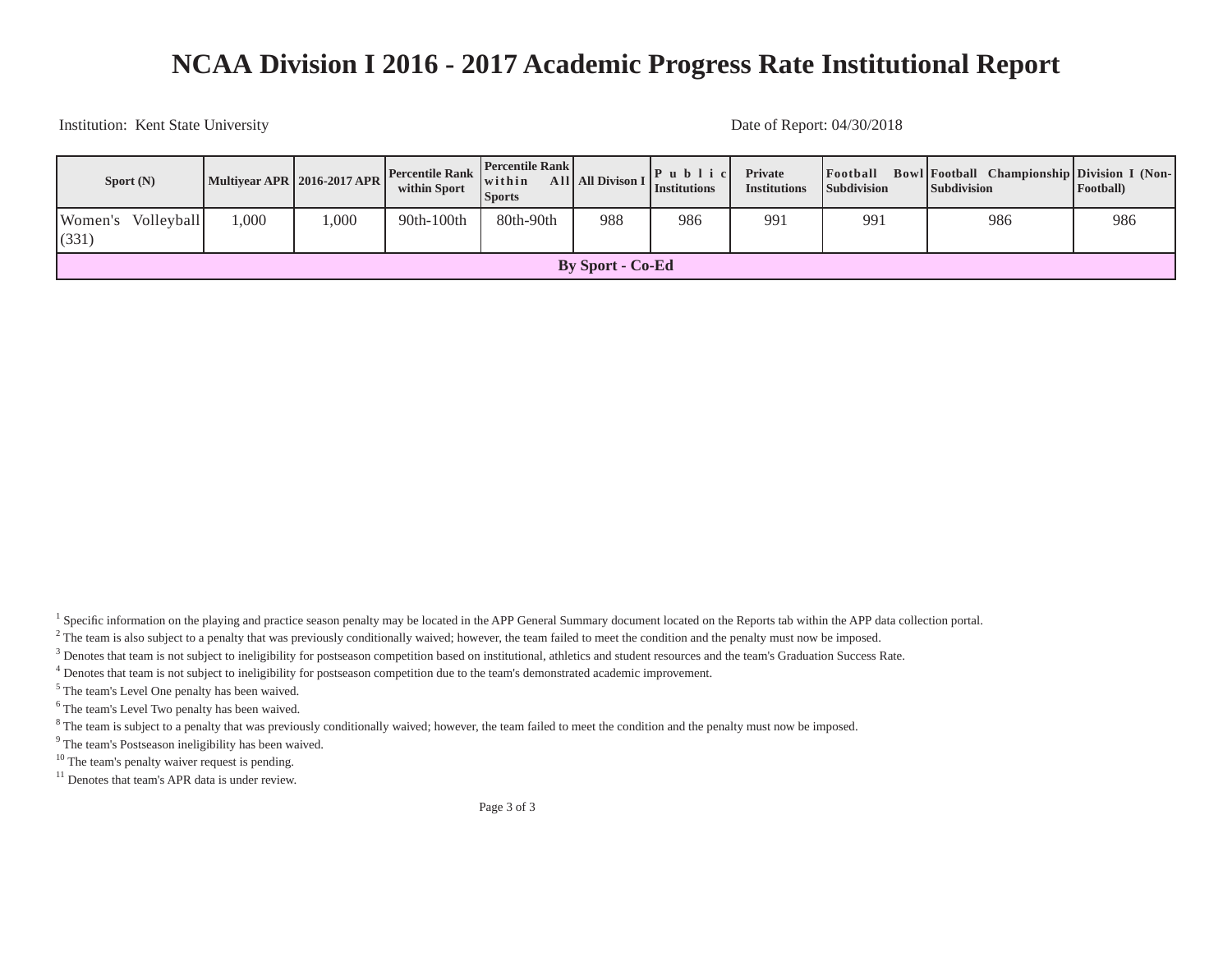# NCAA Division I 2016 - 2017 Academic Progress Rate Institutional Report

Institution: Kent State University

Date of Report: 04/30/2018

| Sport (N) | Multiyear APR | 2016-2017 APR | Percentile Rank within Sport | Percentile Rank within All Sports | All Divison I | Public Institutions | Private Institutions | Football Bowl Subdivision | Football Championship Subdivision | Division I (Non-Football) |
|---|---|---|---|---|---|---|---|---|---|---|
| Women's Volleyball (331) | 1,000 | 1,000 | 90th-100th | 80th-90th | 988 | 986 | 991 | 991 | 986 | 986 |
| **By Sport - Co-Ed** | | | | | | | | | | |

[1] Specific information on the playing and practice season penalty may be located in the APP General Summary document located on the Reports tab within the APP data collection portal.

[2] The team is also subject to a penalty that was previously conditionally waived; however, the team failed to meet the condition and the penalty must now be imposed.

[3] Denotes that team is not subject to ineligibility for postseason competition based on institutional, athletics and student resources and the team's Graduation Success Rate.

[4] Denotes that team is not subject to ineligibility for postseason competition due to the team's demonstrated academic improvement.

[5] The team's Level One penalty has been waived.

[6] The team's Level Two penalty has been waived.

[8] The team is subject to a penalty that was previously conditionally waived; however, the team failed to meet the condition and the penalty must now be imposed.

[9] The team's Postseason ineligibility has been waived.

[10] The team's penalty waiver request is pending.

[11] Denotes that team's APR data is under review.